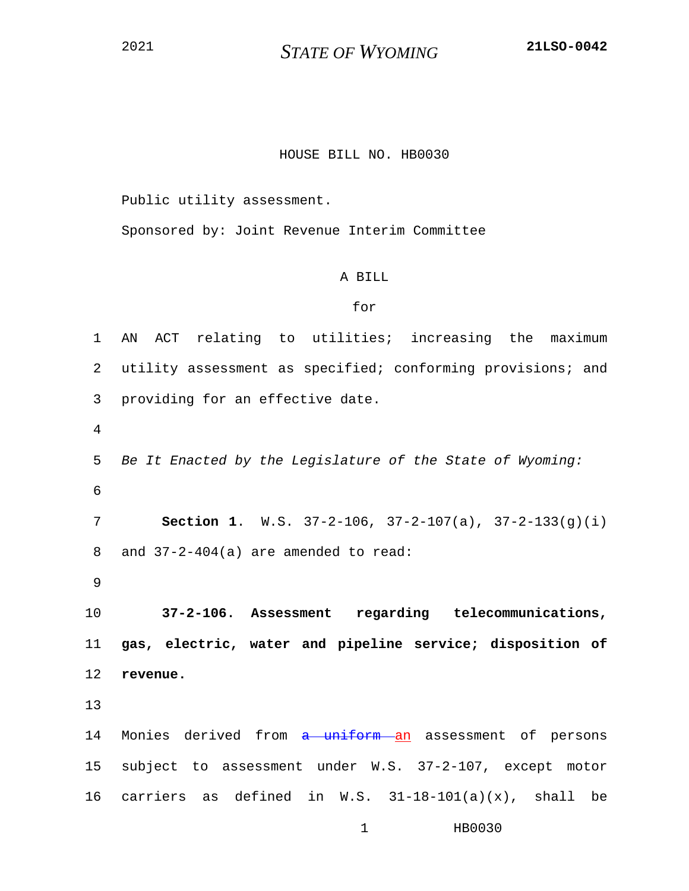HOUSE BILL NO. HB0030

Public utility assessment.

Sponsored by: Joint Revenue Interim Committee

A BILL

for

1 AN ACT relating to utilities; increasing the maximum
2 utility assessment as specified; conforming provisions; and
3 providing for an effective date.

4

5 *Be It Enacted by the Legislature of the State of Wyoming:*

6

7 **Section 1.** W.S. 37-2-106, 37-2-107(a), 37-2-133(g)(i)
8 and 37-2-404(a) are amended to read:

9

10 **37-2-106. Assessment regarding telecommunications,**
11 **gas, electric, water and pipeline service; disposition of**
12 **revenue.**

13

14 Monies derived from ~~a uniform~~ an assessment of persons
15 subject to assessment under W.S. 37-2-107, except motor
16 carriers as defined in W.S. 31-18-101(a)(x), shall be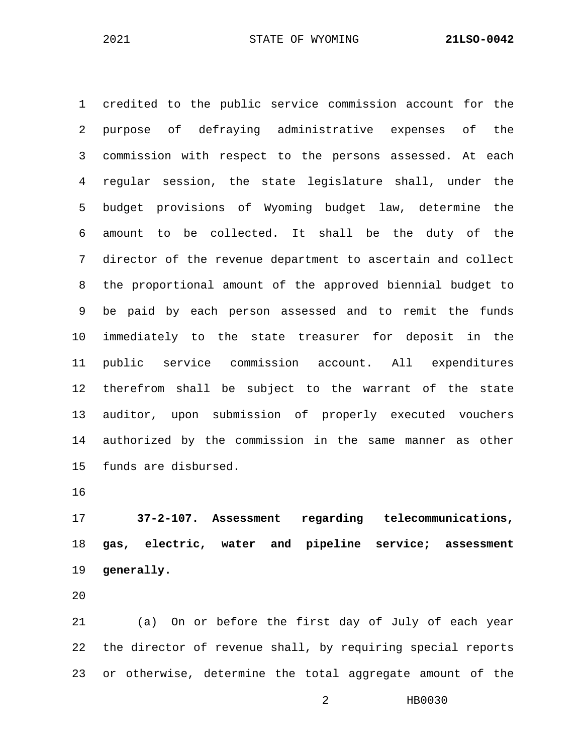credited to the public service commission account for the purpose of defraying administrative expenses of the commission with respect to the persons assessed. At each regular session, the state legislature shall, under the budget provisions of Wyoming budget law, determine the amount to be collected. It shall be the duty of the director of the revenue department to ascertain and collect the proportional amount of the approved biennial budget to be paid by each person assessed and to remit the funds immediately to the state treasurer for deposit in the public service commission account. All expenditures therefrom shall be subject to the warrant of the state auditor, upon submission of properly executed vouchers authorized by the commission in the same manner as other funds are disbursed.

**37-2-107. Assessment regarding telecommunications, gas, electric, water and pipeline service; assessment generally.**

(a) On or before the first day of July of each year the director of revenue shall, by requiring special reports or otherwise, determine the total aggregate amount of the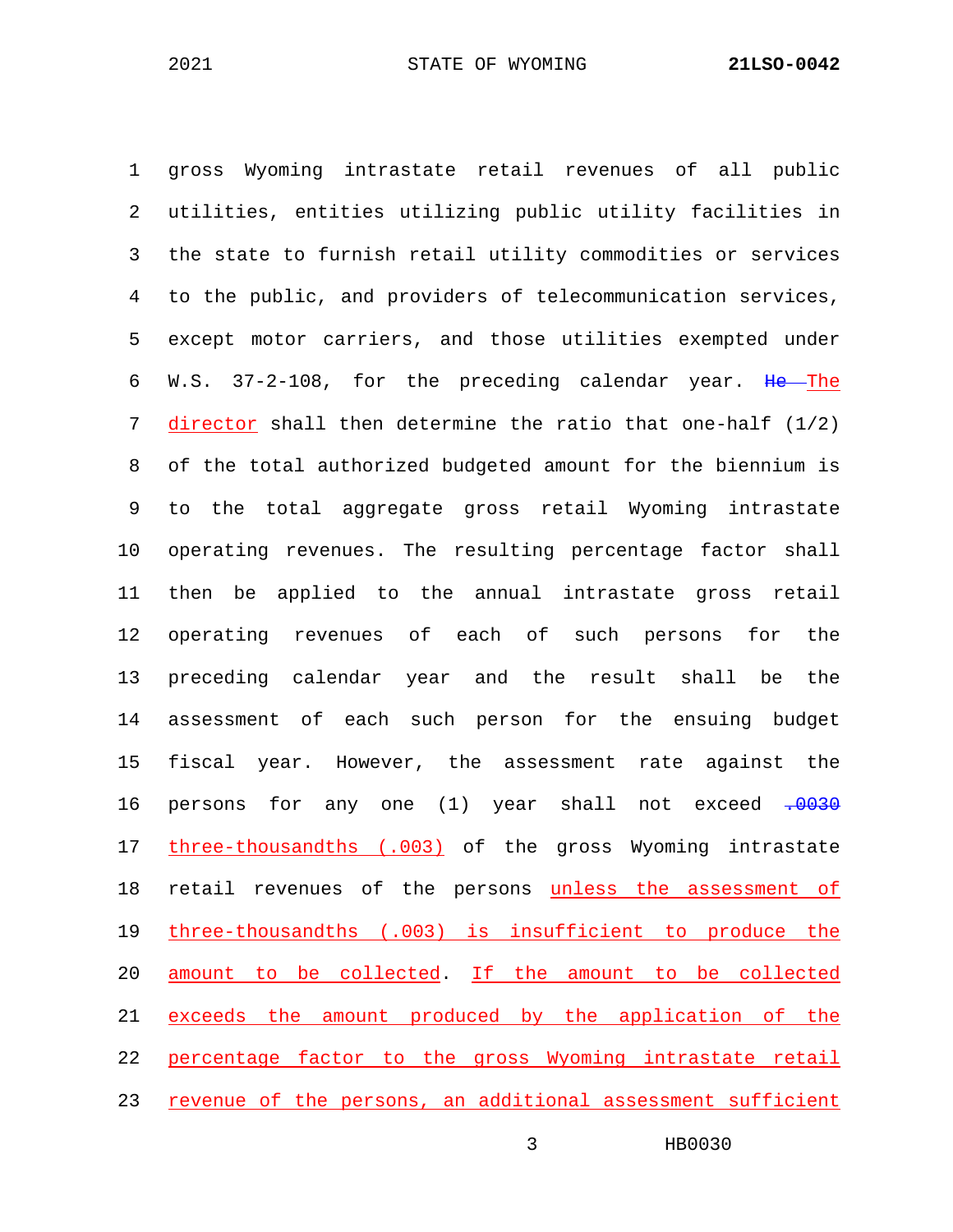gross Wyoming intrastate retail revenues of all public utilities, entities utilizing public utility facilities in the state to furnish retail utility commodities or services to the public, and providers of telecommunication services, except motor carriers, and those utilities exempted under W.S. 37-2-108, for the preceding calendar year. ~~He~~ The director shall then determine the ratio that one-half (1/2) of the total authorized budgeted amount for the biennium is to the total aggregate gross retail Wyoming intrastate operating revenues. The resulting percentage factor shall then be applied to the annual intrastate gross retail operating revenues of each of such persons for the preceding calendar year and the result shall be the assessment of each such person for the ensuing budget fiscal year. However, the assessment rate against the persons for any one (1) year shall not exceed ~~.0030~~ three-thousandths (.003) of the gross Wyoming intrastate retail revenues of the persons unless the assessment of three-thousandths (.003) is insufficient to produce the amount to be collected. If the amount to be collected exceeds the amount produced by the application of the percentage factor to the gross Wyoming intrastate retail revenue of the persons, an additional assessment sufficient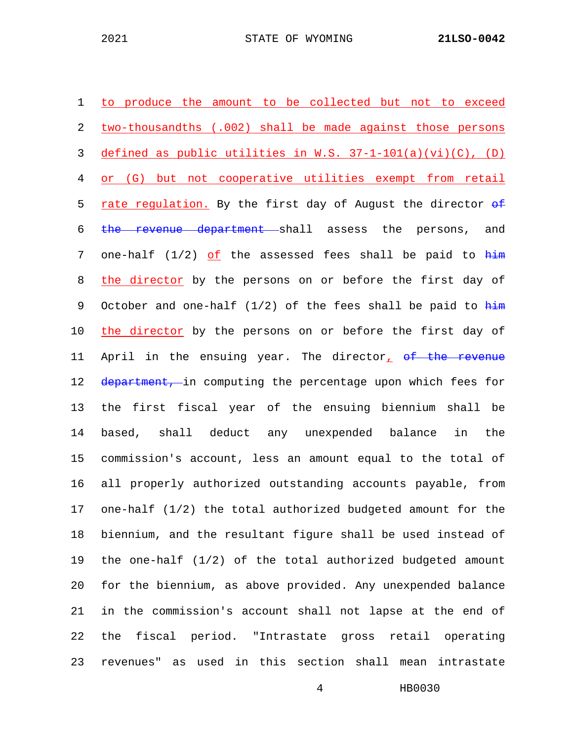to produce the amount to be collected but not to exceed two-thousandths (.002) shall be made against those persons defined as public utilities in W.S. 37-1-101(a)(vi)(C), (D) or (G) but not cooperative utilities exempt from retail rate regulation. By the first day of August the director ~~of the revenue department~~ shall assess the persons, and one-half (1/2) of the assessed fees shall be paid to ~~him~~ the director by the persons on or before the first day of October and one-half (1/2) of the fees shall be paid to ~~him~~ the director by the persons on or before the first day of April in the ensuing year. The director, ~~of the revenue department,~~ in computing the percentage upon which fees for the first fiscal year of the ensuing biennium shall be based, shall deduct any unexpended balance in the commission's account, less an amount equal to the total of all properly authorized outstanding accounts payable, from one-half (1/2) the total authorized budgeted amount for the biennium, and the resultant figure shall be used instead of the one-half (1/2) of the total authorized budgeted amount for the biennium, as above provided. Any unexpended balance in the commission's account shall not lapse at the end of the fiscal period. "Intrastate gross retail operating revenues" as used in this section shall mean intrastate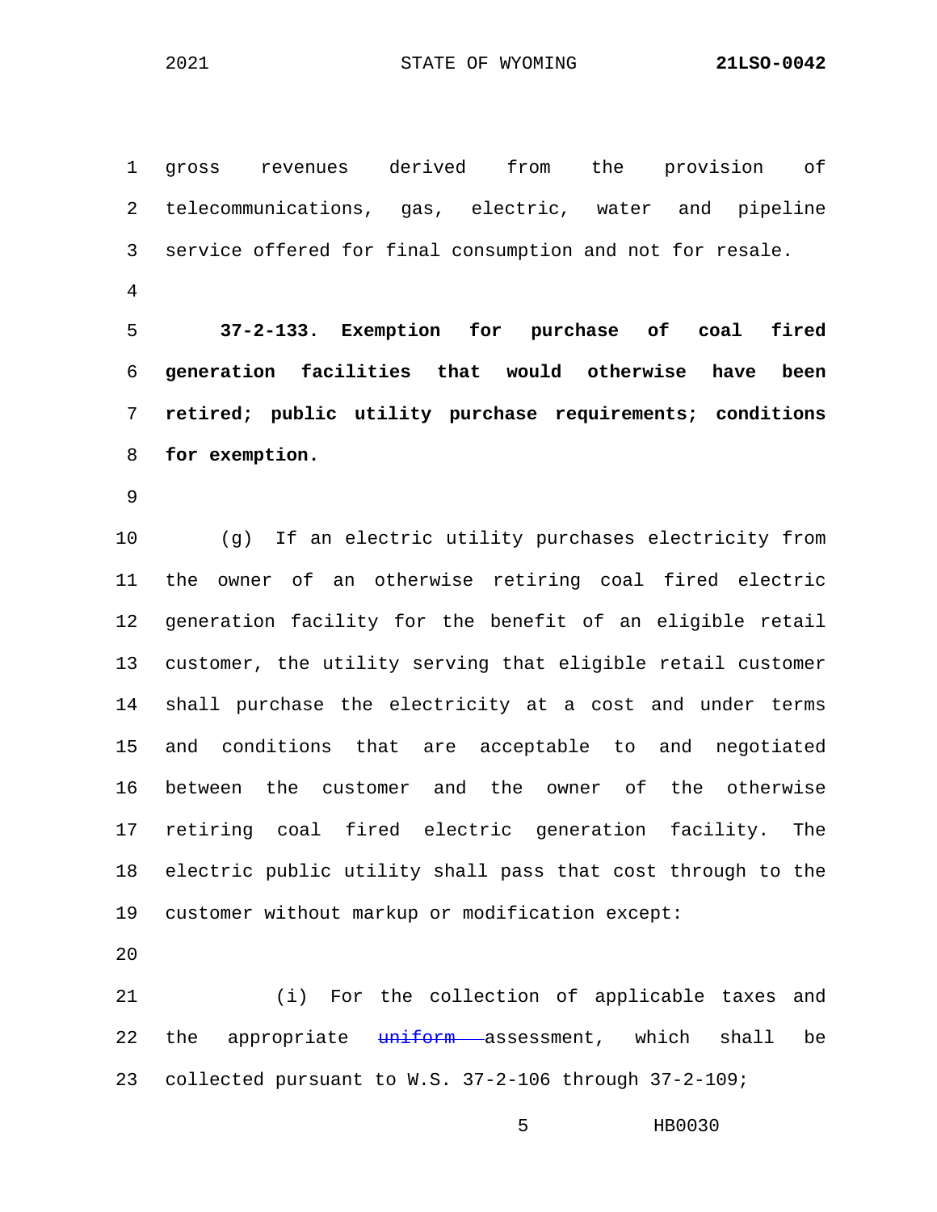gross revenues derived from the provision of telecommunications, gas, electric, water and pipeline service offered for final consumption and not for resale.

**37-2-133. Exemption for purchase of coal fired generation facilities that would otherwise have been retired; public utility purchase requirements; conditions for exemption.**

(g) If an electric utility purchases electricity from the owner of an otherwise retiring coal fired electric generation facility for the benefit of an eligible retail customer, the utility serving that eligible retail customer shall purchase the electricity at a cost and under terms and conditions that are acceptable to and negotiated between the customer and the owner of the otherwise retiring coal fired electric generation facility. The electric public utility shall pass that cost through to the customer without markup or modification except:

(i) For the collection of applicable taxes and the appropriate ~~uniform~~ assessment, which shall be collected pursuant to W.S. 37-2-106 through 37-2-109;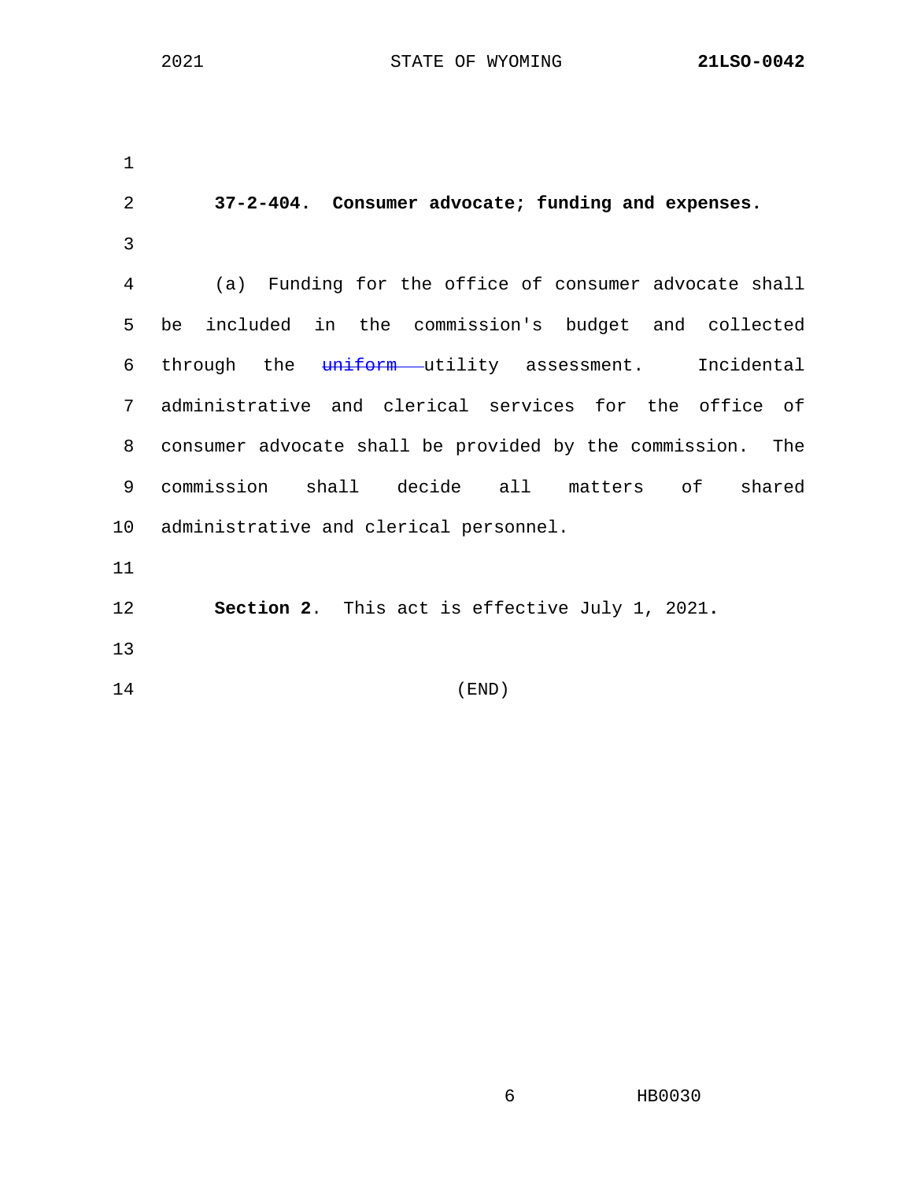**37-2-404. Consumer advocate; funding and expenses.**

(a) Funding for the office of consumer advocate shall be included in the commission's budget and collected through the ~~uniform~~ utility assessment. Incidental administrative and clerical services for the office of consumer advocate shall be provided by the commission. The commission shall decide all matters of shared administrative and clerical personnel.

**Section 2**. This act is effective July 1, 2021.

(END)